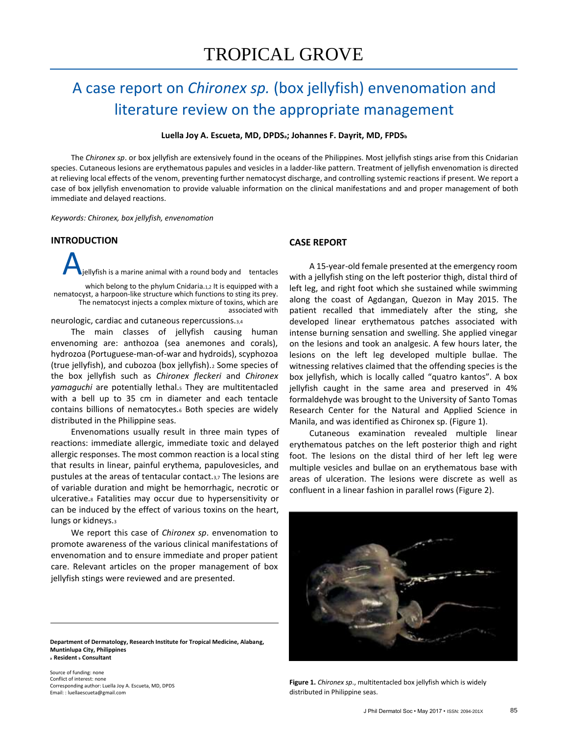# TROPICAL GROVE

## A case report on *Chironex sp.* (box jellyfish) envenomation and literature review on the appropriate management

**Luella Joy A. Escueta, MD, DPDS[a]; Johannes F. Dayrit, MD, FPDS[b]**

The *Chironex sp*. or box jellyfish are extensively found in the oceans of the Philippines. Most jellyfish stings arise from this Cnidarian species. Cutaneous lesions are erythematous papules and vesicles in a ladder-like pattern. Treatment of jellyfish envenomation is directed at relieving local effects of the venom, preventing further nematocyst discharge, and controlling systemic reactions if present. We report a case of box jellyfish envenomation to provide valuable information on the clinical manifestations and and proper management of both immediate and delayed reactions.

*Keywords: Chironex, box jellyfish, envenomation*

### INTRODUCTION

A jellyfish is a marine animal with a round body and tentacles which belong to the phylum Cnidaria.[1,2] It is equipped with a nematocyst, a harpoon-like structure which functions to sting its prey. The nematocyst injects a complex mixture of toxins, which are associated with neurologic, cardiac and cutaneous repercussions.[3,4]

The main classes of jellyfish causing human envenoming are: anthozoa (sea anemones and corals), hydrozoa (Portuguese-man-of-war and hydroids), scyphozoa (true jellyfish), and cubozoa (box jellyfish).[2] Some species of the box jellyfish such as *Chironex fleckeri* and *Chironex yamaguchi* are potentially lethal.[5] They are multitentacled with a bell up to 35 cm in diameter and each tentacle contains billions of nematocytes.[6] Both species are widely distributed in the Philippine seas.

Envenomations usually result in three main types of reactions: immediate allergic, immediate toxic and delayed allergic responses. The most common reaction is a local sting that results in linear, painful erythema, papulovesicles, and pustules at the areas of tentacular contact.[3,7] The lesions are of variable duration and might be hemorrhagic, necrotic or ulcerative.[8] Fatalities may occur due to hypersensitivity or can be induced by the effect of various toxins on the heart, lungs or kidneys.[3]

We report this case of *Chironex sp*. envenomation to promote awareness of the various clinical manifestations of envenomation and to ensure immediate and proper patient care. Relevant articles on the proper management of box jellyfish stings were reviewed and are presented.

**Department of Dermatology, Research Institute for Tropical Medicine, Alabang, Muntinlupa City, Philippines**
**[a] Resident [b] Consultant**

Source of funding: none
Conflict of interest: none
Corresponding author: Luella Joy A. Escueta, MD, DPDS
Email: : luellaescueta@gmail.com

### CASE REPORT

A 15-year-old female presented at the emergency room with a jellyfish sting on the left posterior thigh, distal third of left leg, and right foot which she sustained while swimming along the coast of Agdangan, Quezon in May 2015. The patient recalled that immediately after the sting, she developed linear erythematous patches associated with intense burning sensation and swelling. She applied vinegar on the lesions and took an analgesic. A few hours later, the lesions on the left leg developed multiple bullae. The witnessing relatives claimed that the offending species is the box jellyfish, which is locally called "quatro kantos". A box jellyfish caught in the same area and preserved in 4% formaldehyde was brought to the University of Santo Tomas Research Center for the Natural and Applied Science in Manila, and was identified as Chironex sp. (Figure 1).

Cutaneous examination revealed multiple linear erythematous patches on the left posterior thigh and right foot. The lesions on the distal third of her left leg were multiple vesicles and bullae on an erythematous base with areas of ulceration. The lesions were discrete as well as confluent in a linear fashion in parallel rows (Figure 2).

**Figure 1.** *Chironex sp*., multitentacled box jellyfish which is widely distributed in Philippine seas.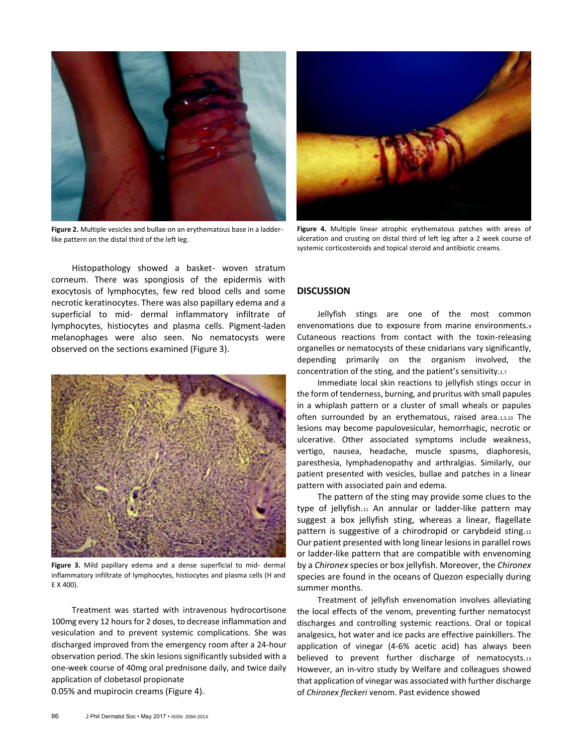Figure 2. Multiple vesicles and bullae on an erythematous base in a ladder-like pattern on the distal third of the left leg.

Histopathology showed a basket- woven stratum corneum. There was spongiosis of the epidermis with exocytosis of lymphocytes, few red blood cells and some necrotic keratinocytes. There was also papillary edema and a superficial to mid- dermal inflammatory infiltrate of lymphocytes, histiocytes and plasma cells. Pigment-laden melanophages were also seen. No nematocysts were observed on the sections examined (Figure 3).

Figure 3. Mild papillary edema and a dense superficial to mid- dermal inflammatory infiltrate of lymphocytes, histiocytes and plasma cells (H and E X 400).

Treatment was started with intravenous hydrocortisone 100mg every 12 hours for 2 doses, to decrease inflammation and vesiculation and to prevent systemic complications. She was discharged improved from the emergency room after a 24-hour observation period. The skin lesions significantly subsided with a one-week course of 40mg oral prednisone daily, and twice daily application of clobetasol propionate 0.05% and mupirocin creams (Figure 4).

Figure 4. Multiple linear atrophic erythematous patches with areas of ulceration and crusting on distal third of left leg after a 2 week course of systemic corticosteroids and topical steroid and antibiotic creams.

## DISCUSSION

Jellyfish stings are one of the most common envenomations due to exposure from marine environments.[9] Cutaneous reactions from contact with the toxin-releasing organelles or nematocysts of these cnidarians vary significantly, depending primarily on the organism involved, the concentration of the sting, and the patient's sensitivity.[1,7]

Immediate local skin reactions to jellyfish stings occur in the form of tenderness, burning, and pruritus with small papules in a whiplash pattern or a cluster of small wheals or papules often surrounded by an erythematous, raised area.[1,3,10] The lesions may become papulovesicular, hemorrhagic, necrotic or ulcerative. Other associated symptoms include weakness, vertigo, nausea, headache, muscle spasms, diaphoresis, paresthesia, lymphadenopathy and arthralgias. Similarly, our patient presented with vesicles, bullae and patches in a linear pattern with associated pain and edema.

The pattern of the sting may provide some clues to the type of jellyfish.[11] An annular or ladder-like pattern may suggest a box jellyfish sting, whereas a linear, flagellate pattern is suggestive of a chirodropid or carybdeid sting.[12] Our patient presented with long linear lesions in parallel rows or ladder-like pattern that are compatible with envenoming by a *Chironex* species or box jellyfish. Moreover, the *Chironex* species are found in the oceans of Quezon especially during summer months.

Treatment of jellyfish envenomation involves alleviating the local effects of the venom, preventing further nematocyst discharges and controlling systemic reactions. Oral or topical analgesics, hot water and ice packs are effective painkillers. The application of vinegar (4-6% acetic acid) has always been believed to prevent further discharge of nematocysts.[13] However, an in-vitro study by Welfare and colleagues showed that application of vinegar was associated with further discharge of *Chironex fleckeri* venom. Past evidence showed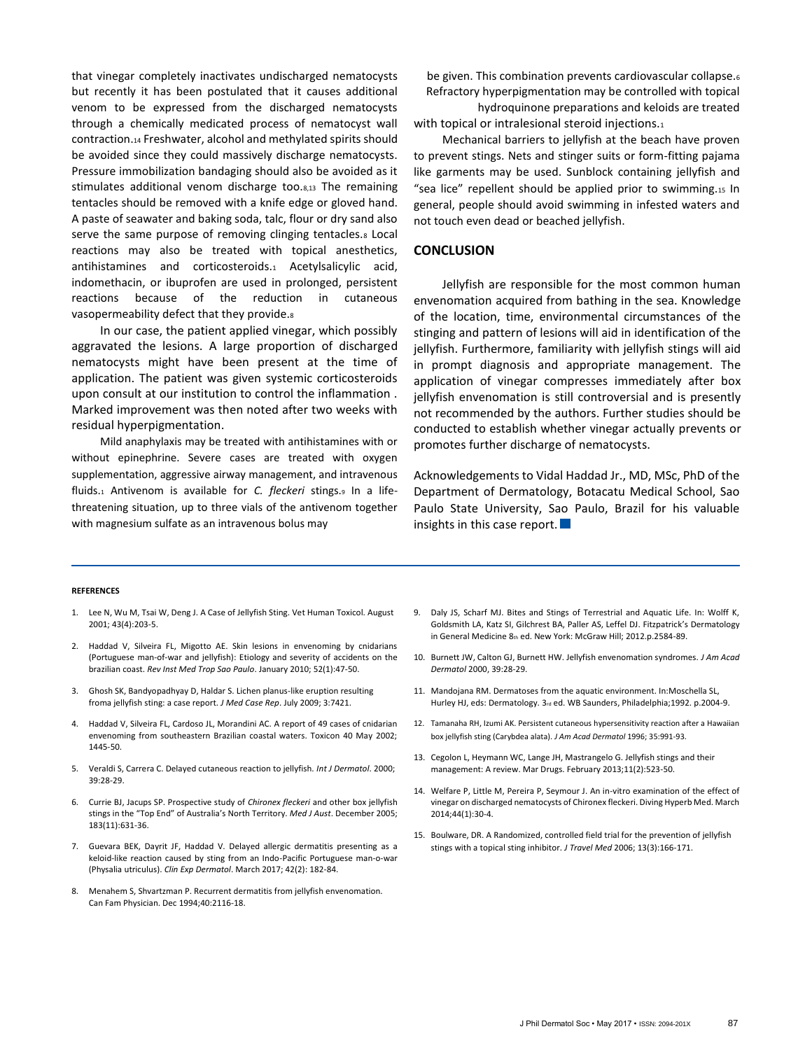that vinegar completely inactivates undischarged nematocysts but recently it has been postulated that it causes additional venom to be expressed from the discharged nematocysts through a chemically medicated process of nematocyst wall contraction.[14] Freshwater, alcohol and methylated spirits should be avoided since they could massively discharge nematocysts. Pressure immobilization bandaging should also be avoided as it stimulates additional venom discharge too.[8,13] The remaining tentacles should be removed with a knife edge or gloved hand. A paste of seawater and baking soda, talc, flour or dry sand also serve the same purpose of removing clinging tentacles.[8] Local reactions may also be treated with topical anesthetics, antihistamines and corticosteroids.[1] Acetylsalicylic acid, indomethacin, or ibuprofen are used in prolonged, persistent reactions because of the reduction in cutaneous vasopermeability defect that they provide.[8]

In our case, the patient applied vinegar, which possibly aggravated the lesions. A large proportion of discharged nematocysts might have been present at the time of application. The patient was given systemic corticosteroids upon consult at our institution to control the inflammation . Marked improvement was then noted after two weeks with residual hyperpigmentation.

Mild anaphylaxis may be treated with antihistamines with or without epinephrine. Severe cases are treated with oxygen supplementation, aggressive airway management, and intravenous fluids.[1] Antivenom is available for *C. fleckeri* stings.[9] In a life-threatening situation, up to three vials of the antivenom together with magnesium sulfate as an intravenous bolus may be given. This combination prevents cardiovascular collapse.[6] Refractory hyperpigmentation may be controlled with topical hydroquinone preparations and keloids are treated with topical or intralesional steroid injections.[1]

Mechanical barriers to jellyfish at the beach have proven to prevent stings. Nets and stinger suits or form-fitting pajama like garments may be used. Sunblock containing jellyfish and "sea lice" repellent should be applied prior to swimming.[15] In general, people should avoid swimming in infested waters and not touch even dead or beached jellyfish.

## CONCLUSION

Jellyfish are responsible for the most common human envenomation acquired from bathing in the sea. Knowledge of the location, time, environmental circumstances of the stinging and pattern of lesions will aid in identification of the jellyfish. Furthermore, familiarity with jellyfish stings will aid in prompt diagnosis and appropriate management. The application of vinegar compresses immediately after box jellyfish envenomation is still controversial and is presently not recommended by the authors. Further studies should be conducted to establish whether vinegar actually prevents or promotes further discharge of nematocysts.

Acknowledgements to Vidal Haddad Jr., MD, MSc, PhD of the Department of Dermatology, Botacatu Medical School, Sao Paulo State University, Sao Paulo, Brazil for his valuable insights in this case report.

### REFERENCES

1. Lee N, Wu M, Tsai W, Deng J. A Case of Jellyfish Sting. Vet Human Toxicol. August 2001; 43(4):203-5.
2. Haddad V, Silveira FL, Migotto AE. Skin lesions in envenoming by cnidarians (Portuguese man-of-war and jellyfish): Etiology and severity of accidents on the brazilian coast. *Rev Inst Med Trop Sao Paulo*. January 2010; 52(1):47-50.
3. Ghosh SK, Bandyopadhyay D, Haldar S. Lichen planus-like eruption resulting froma jellyfish sting: a case report. *J Med Case Rep*. July 2009; 3:7421.
4. Haddad V, Silveira FL, Cardoso JL, Morandini AC. A report of 49 cases of cnidarian envenoming from southeastern Brazilian coastal waters. Toxicon 40 May 2002; 1445-50.
5. Veraldi S, Carrera C. Delayed cutaneous reaction to jellyfish. *Int J Dermatol*. 2000; 39:28-29.
6. Currie BJ, Jacups SP. Prospective study of *Chironex fleckeri* and other box jellyfish stings in the "Top End" of Australia's North Territory. *Med J Aust*. December 2005; 183(11):631-36.
7. Guevara BEK, Dayrit JF, Haddad V. Delayed allergic dermatitis presenting as a keloid-like reaction caused by sting from an Indo-Pacific Portuguese man-o-war (Physalia utriculus). *Clin Exp Dermatol*. March 2017; 42(2): 182-84.
8. Menahem S, Shvartzman P. Recurrent dermatitis from jellyfish envenomation. Can Fam Physician. Dec 1994;40:2116-18.
9. Daly JS, Scharf MJ. Bites and Stings of Terrestrial and Aquatic Life. In: Wolff K, Goldsmith LA, Katz SI, Gilchrest BA, Paller AS, Leffel DJ. Fitzpatrick's Dermatology in General Medicine 8th ed. New York: McGraw Hill; 2012.p.2584-89.
10. Burnett JW, Calton GJ, Burnett HW. Jellyfish envenomation syndromes. *J Am Acad Dermatol* 2000, 39:28-29.
11. Mandojana RM. Dermatoses from the aquatic environment. In:Moschella SL, Hurley HJ, eds: Dermatology. 3rd ed. WB Saunders, Philadelphia;1992. p.2004-9.
12. Tamanaha RH, Izumi AK. Persistent cutaneous hypersensitivity reaction after a Hawaiian box jellyfish sting (Carybdea alata). *J Am Acad Dermatol* 1996; 35:991-93.
13. Cegolon L, Heymann WC, Lange JH, Mastrangelo G. Jellyfish stings and their management: A review. Mar Drugs. February 2013;11(2):523-50.
14. Welfare P, Little M, Pereira P, Seymour J. An in-vitro examination of the effect of vinegar on discharged nematocysts of Chironex fleckeri. Diving Hyperb Med. March 2014;44(1):30-4.
15. Boulware, DR. A Randomized, controlled field trial for the prevention of jellyfish stings with a topical sting inhibitor. *J Travel Med* 2006; 13(3):166-171.